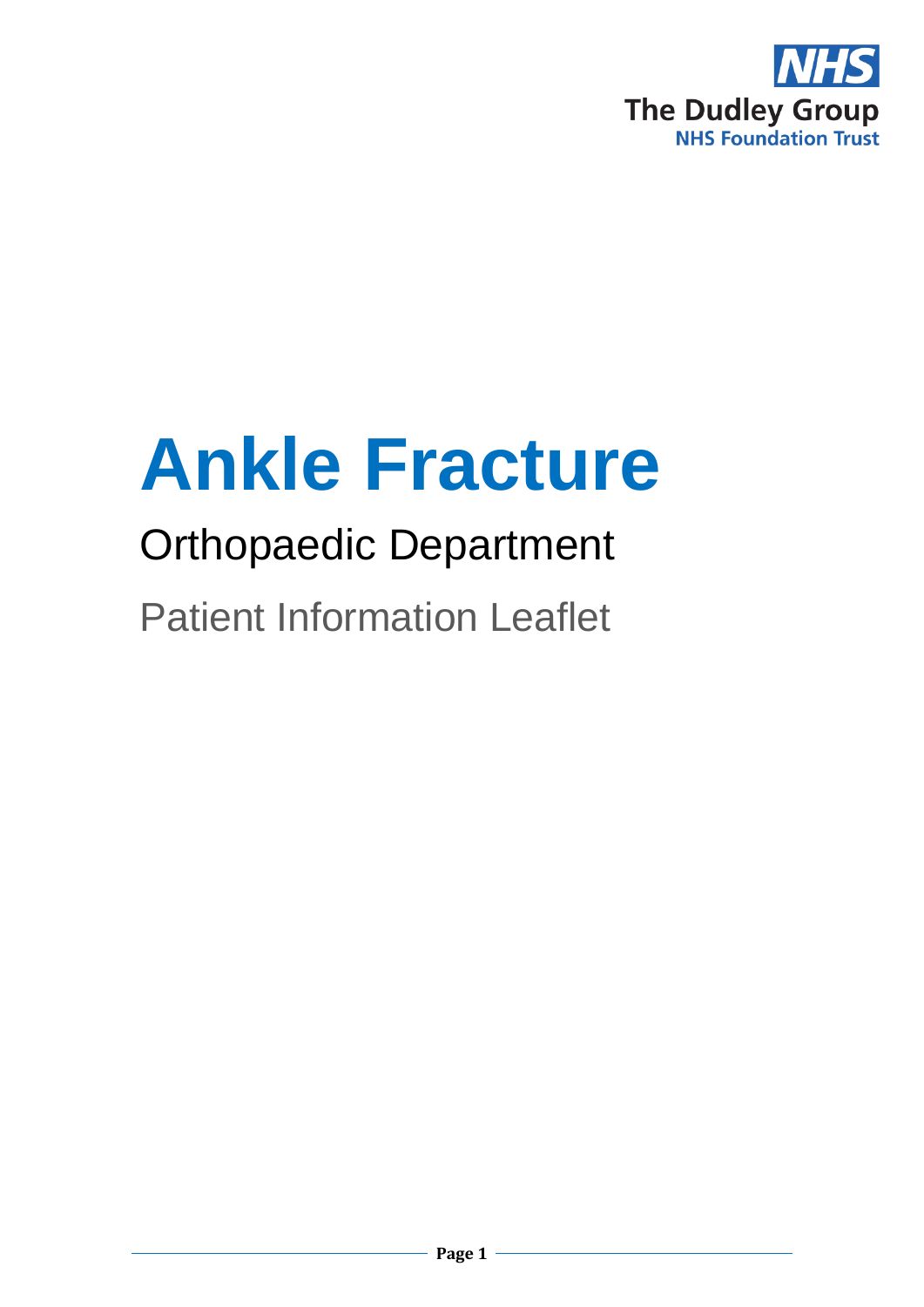NHS

The Dudley Group

NHS Foundation Trust

# Ankle Fracture

## Orthopaedic Department

Patient Information Leaflet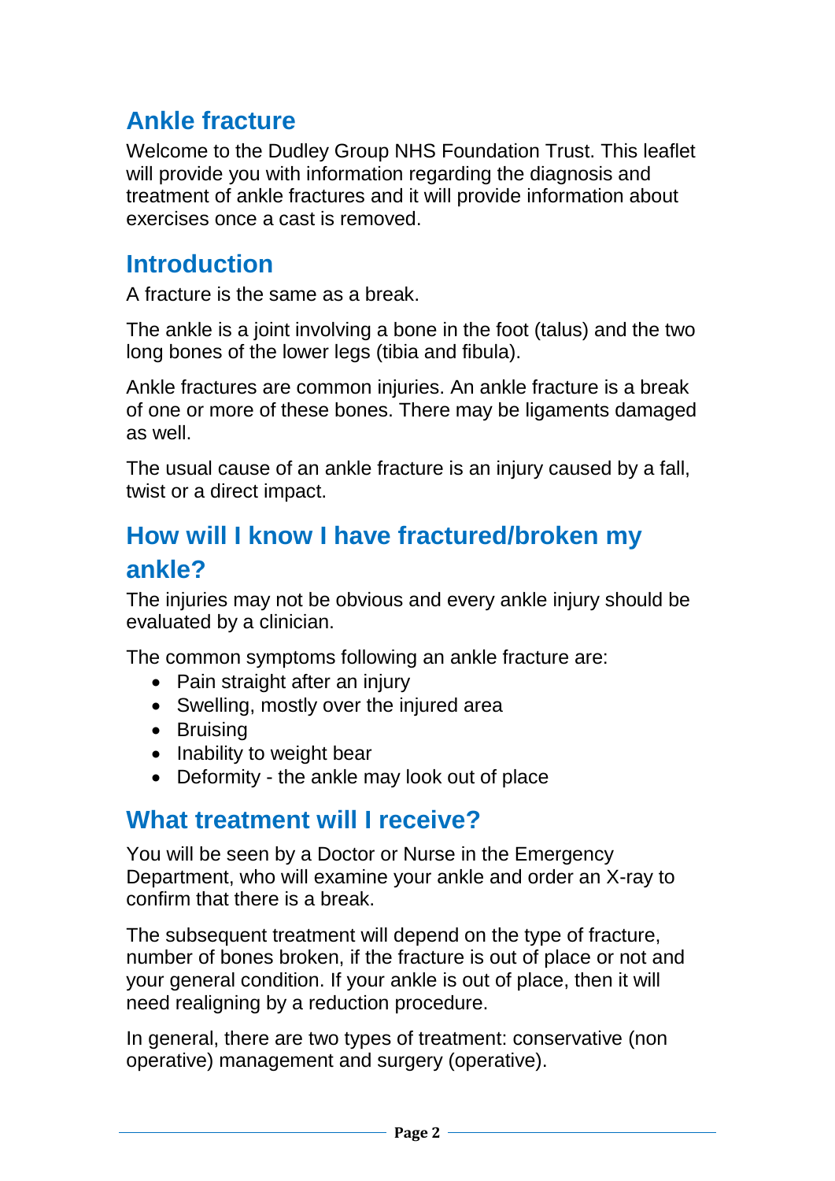## Ankle fracture

Welcome to the Dudley Group NHS Foundation Trust. This leaflet will provide you with information regarding the diagnosis and treatment of ankle fractures and it will provide information about exercises once a cast is removed.

## Introduction

A fracture is the same as a break.

The ankle is a joint involving a bone in the foot (talus) and the two long bones of the lower legs (tibia and fibula).

Ankle fractures are common injuries. An ankle fracture is a break of one or more of these bones. There may be ligaments damaged as well.

The usual cause of an ankle fracture is an injury caused by a fall, twist or a direct impact.

## How will I know I have fractured/broken my ankle?

The injuries may not be obvious and every ankle injury should be evaluated by a clinician.

The common symptoms following an ankle fracture are:

- Pain straight after an injury
- Swelling, mostly over the injured area
- Bruising
- Inability to weight bear
- Deformity - the ankle may look out of place

## What treatment will I receive?

You will be seen by a Doctor or Nurse in the Emergency Department, who will examine your ankle and order an X-ray to confirm that there is a break.

The subsequent treatment will depend on the type of fracture, number of bones broken, if the fracture is out of place or not and your general condition. If your ankle is out of place, then it will need realigning by a reduction procedure.

In general, there are two types of treatment: conservative (non operative) management and surgery (operative).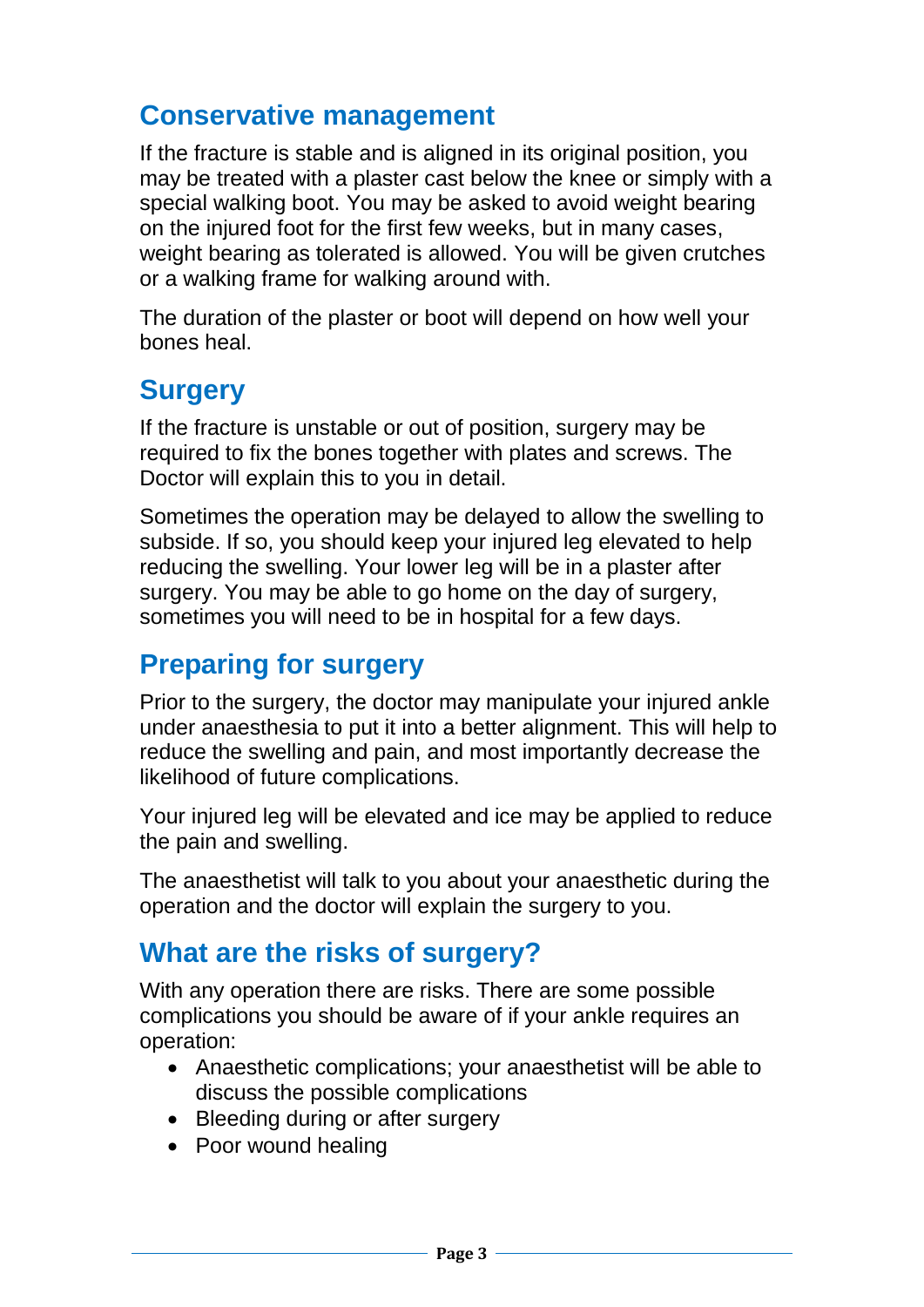## Conservative management

If the fracture is stable and is aligned in its original position, you may be treated with a plaster cast below the knee or simply with a special walking boot. You may be asked to avoid weight bearing on the injured foot for the first few weeks, but in many cases, weight bearing as tolerated is allowed. You will be given crutches or a walking frame for walking around with.

The duration of the plaster or boot will depend on how well your bones heal.

## Surgery

If the fracture is unstable or out of position, surgery may be required to fix the bones together with plates and screws. The Doctor will explain this to you in detail.

Sometimes the operation may be delayed to allow the swelling to subside. If so, you should keep your injured leg elevated to help reducing the swelling. Your lower leg will be in a plaster after surgery. You may be able to go home on the day of surgery, sometimes you will need to be in hospital for a few days.

## Preparing for surgery

Prior to the surgery, the doctor may manipulate your injured ankle under anaesthesia to put it into a better alignment. This will help to reduce the swelling and pain, and most importantly decrease the likelihood of future complications.

Your injured leg will be elevated and ice may be applied to reduce the pain and swelling.

The anaesthetist will talk to you about your anaesthetic during the operation and the doctor will explain the surgery to you.

## What are the risks of surgery?

With any operation there are risks. There are some possible complications you should be aware of if your ankle requires an operation:

- Anaesthetic complications; your anaesthetist will be able to discuss the possible complications
- Bleeding during or after surgery
- Poor wound healing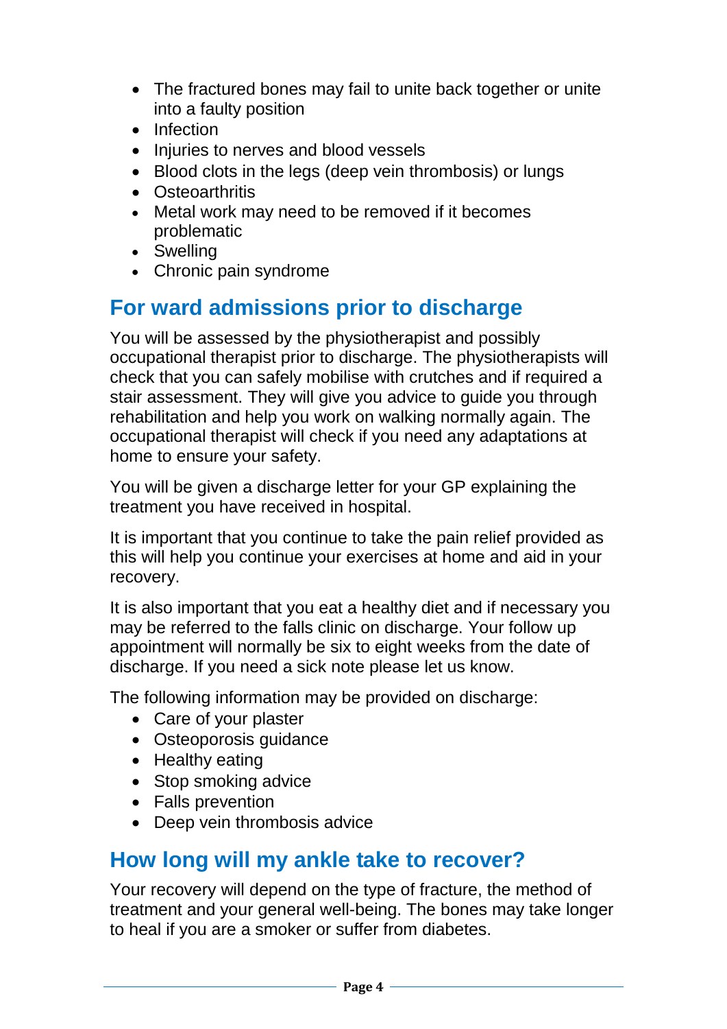- The fractured bones may fail to unite back together or unite into a faulty position
- Infection
- Injuries to nerves and blood vessels
- Blood clots in the legs (deep vein thrombosis) or lungs
- Osteoarthritis
- Metal work may need to be removed if it becomes problematic
- Swelling
- Chronic pain syndrome

## For ward admissions prior to discharge

You will be assessed by the physiotherapist and possibly occupational therapist prior to discharge. The physiotherapists will check that you can safely mobilise with crutches and if required a stair assessment. They will give you advice to guide you through rehabilitation and help you work on walking normally again. The occupational therapist will check if you need any adaptations at home to ensure your safety.

You will be given a discharge letter for your GP explaining the treatment you have received in hospital.

It is important that you continue to take the pain relief provided as this will help you continue your exercises at home and aid in your recovery.

It is also important that you eat a healthy diet and if necessary you may be referred to the falls clinic on discharge. Your follow up appointment will normally be six to eight weeks from the date of discharge. If you need a sick note please let us know.

The following information may be provided on discharge:

- Care of your plaster
- Osteoporosis guidance
- Healthy eating
- Stop smoking advice
- Falls prevention
- Deep vein thrombosis advice

## How long will my ankle take to recover?

Your recovery will depend on the type of fracture, the method of treatment and your general well-being. The bones may take longer to heal if you are a smoker or suffer from diabetes.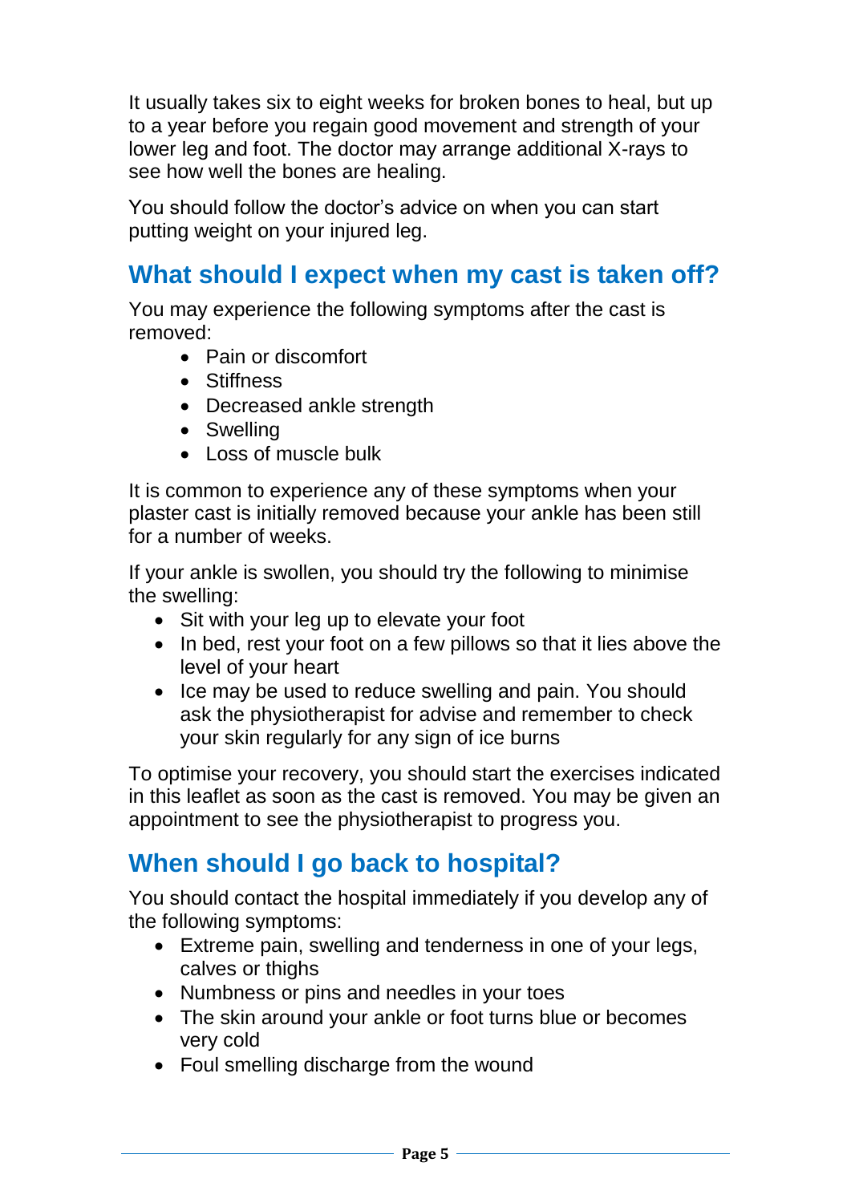It usually takes six to eight weeks for broken bones to heal, but up to a year before you regain good movement and strength of your lower leg and foot. The doctor may arrange additional X-rays to see how well the bones are healing.

You should follow the doctor's advice on when you can start putting weight on your injured leg.

## What should I expect when my cast is taken off?

You may experience the following symptoms after the cast is removed:

- Pain or discomfort
- Stiffness
- Decreased ankle strength
- Swelling
- Loss of muscle bulk

It is common to experience any of these symptoms when your plaster cast is initially removed because your ankle has been still for a number of weeks.

If your ankle is swollen, you should try the following to minimise the swelling:

- Sit with your leg up to elevate your foot
- In bed, rest your foot on a few pillows so that it lies above the level of your heart
- Ice may be used to reduce swelling and pain. You should ask the physiotherapist for advise and remember to check your skin regularly for any sign of ice burns

To optimise your recovery, you should start the exercises indicated in this leaflet as soon as the cast is removed. You may be given an appointment to see the physiotherapist to progress you.

## When should I go back to hospital?

You should contact the hospital immediately if you develop any of the following symptoms:

- Extreme pain, swelling and tenderness in one of your legs, calves or thighs
- Numbness or pins and needles in your toes
- The skin around your ankle or foot turns blue or becomes very cold
- Foul smelling discharge from the wound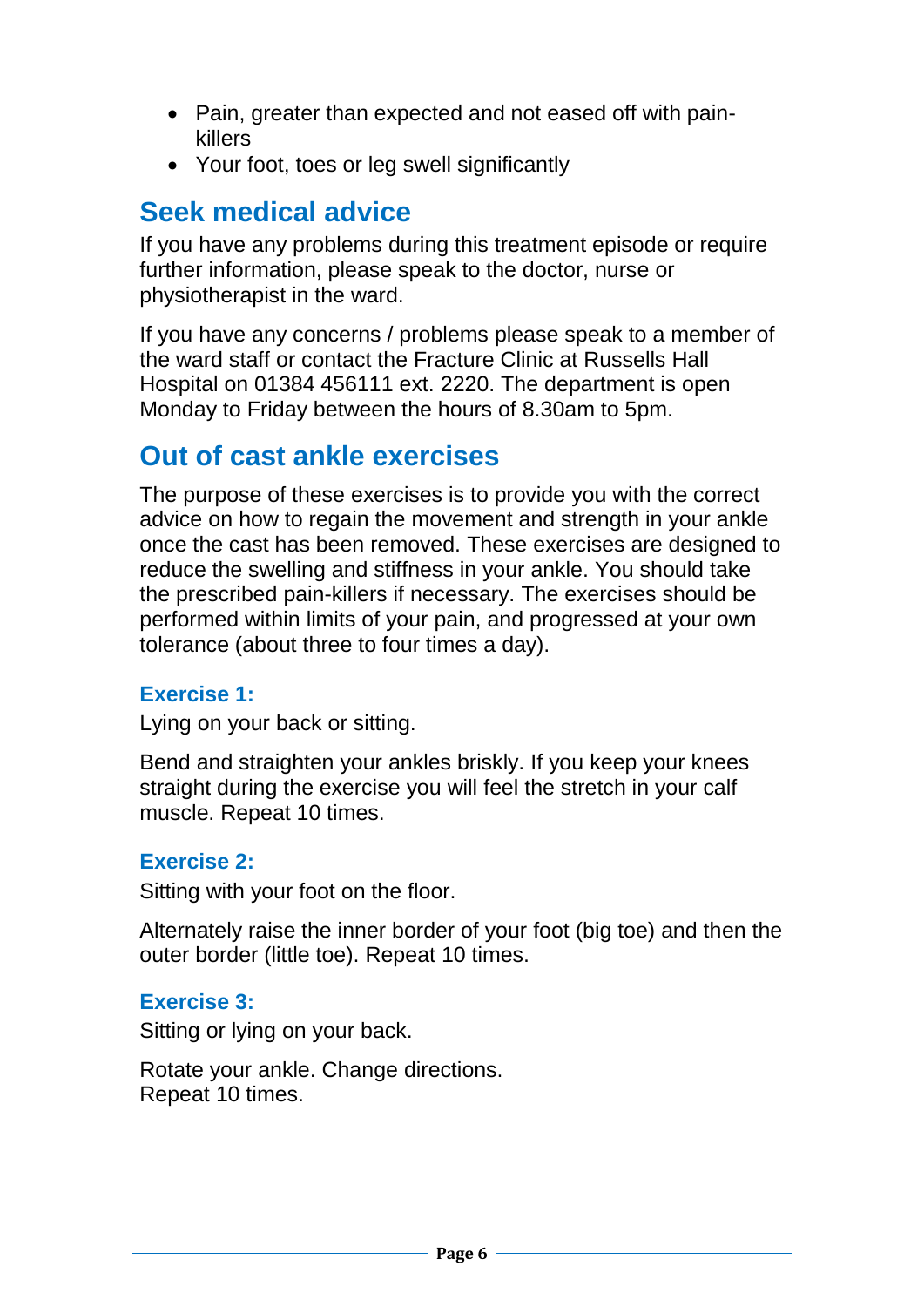- Pain, greater than expected and not eased off with pain-killers
- Your foot, toes or leg swell significantly

## Seek medical advice

If you have any problems during this treatment episode or require further information, please speak to the doctor, nurse or physiotherapist in the ward.

If you have any concerns / problems please speak to a member of the ward staff or contact the Fracture Clinic at Russells Hall Hospital on 01384 456111 ext. 2220. The department is open Monday to Friday between the hours of 8.30am to 5pm.

## Out of cast ankle exercises

The purpose of these exercises is to provide you with the correct advice on how to regain the movement and strength in your ankle once the cast has been removed. These exercises are designed to reduce the swelling and stiffness in your ankle. You should take the prescribed pain-killers if necessary. The exercises should be performed within limits of your pain, and progressed at your own tolerance (about three to four times a day).

### Exercise 1:

Lying on your back or sitting.

Bend and straighten your ankles briskly. If you keep your knees straight during the exercise you will feel the stretch in your calf muscle. Repeat 10 times.

### Exercise 2:

Sitting with your foot on the floor.

Alternately raise the inner border of your foot (big toe) and then the outer border (little toe). Repeat 10 times.

### Exercise 3:

Sitting or lying on your back.

Rotate your ankle. Change directions.
Repeat 10 times.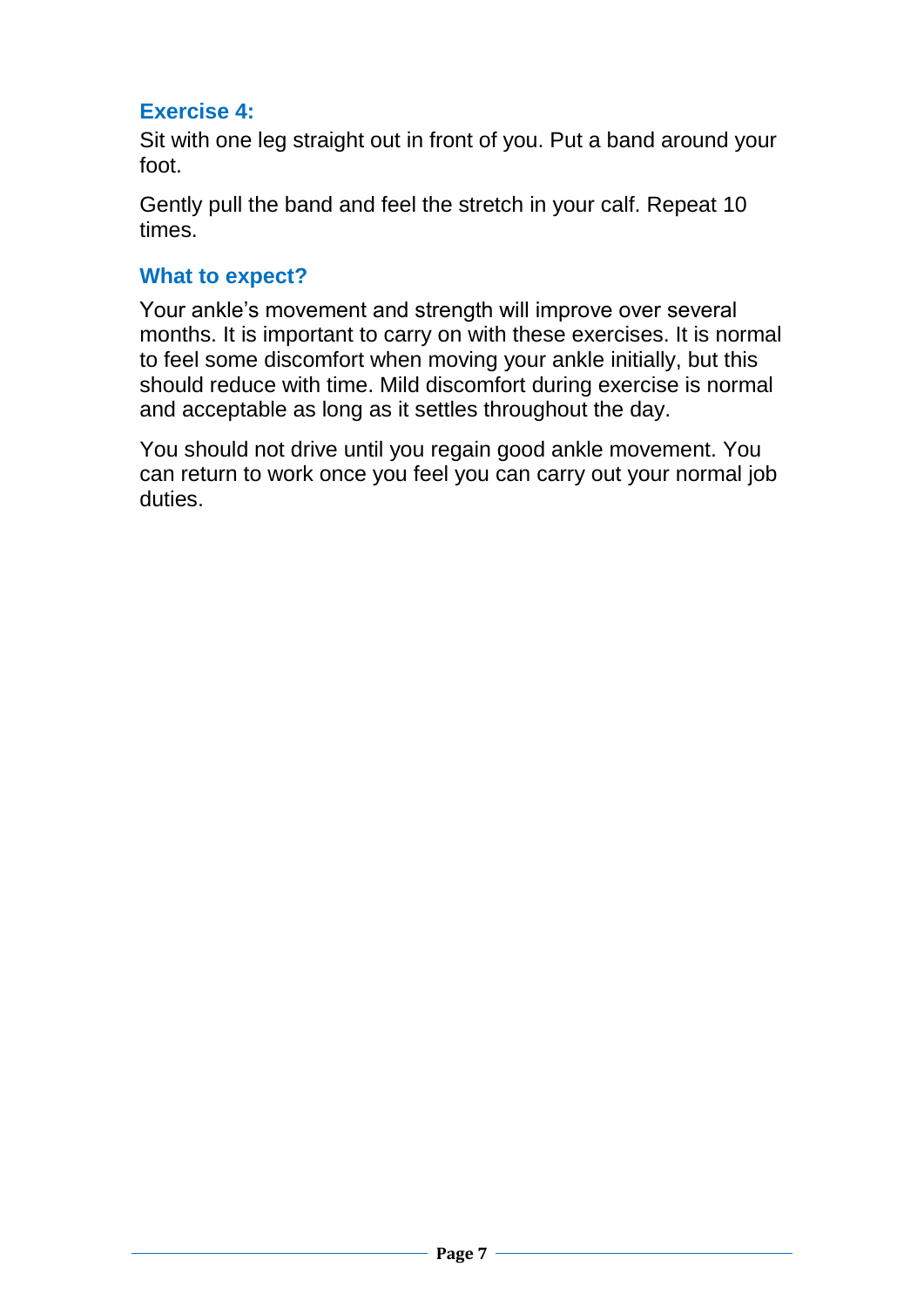### Exercise 4:

Sit with one leg straight out in front of you. Put a band around your foot.

Gently pull the band and feel the stretch in your calf. Repeat 10 times.

### What to expect?

Your ankle's movement and strength will improve over several months. It is important to carry on with these exercises. It is normal to feel some discomfort when moving your ankle initially, but this should reduce with time. Mild discomfort during exercise is normal and acceptable as long as it settles throughout the day.

You should not drive until you regain good ankle movement. You can return to work once you feel you can carry out your normal job duties.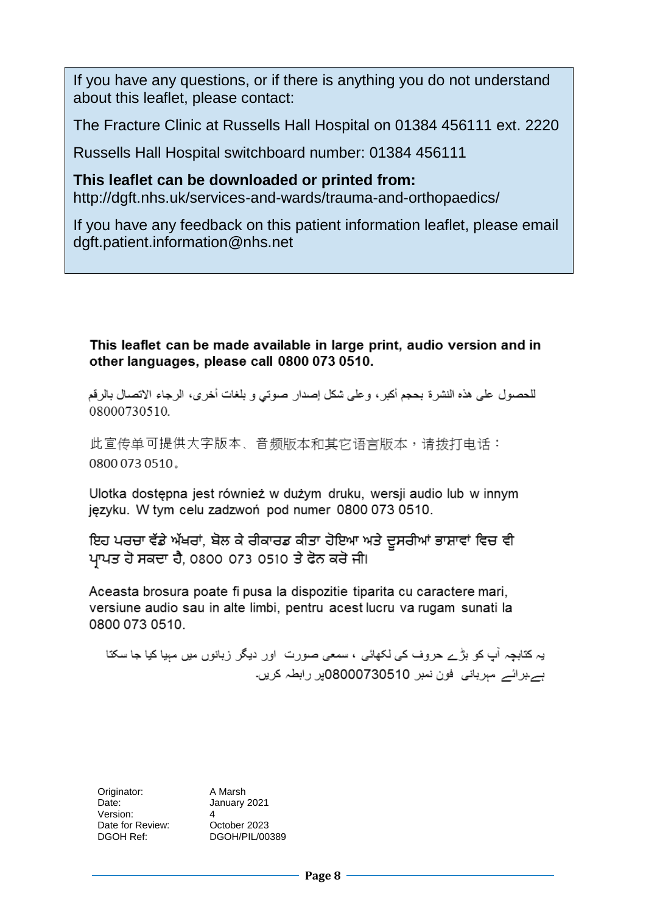If you have any questions, or if there is anything you do not understand about this leaflet, please contact:

The Fracture Clinic at Russells Hall Hospital on 01384 456111 ext. 2220

Russells Hall Hospital switchboard number: 01384 456111

**This leaflet can be downloaded or printed from:**
http://dgft.nhs.uk/services-and-wards/trauma-and-orthopaedics/

If you have any feedback on this patient information leaflet, please email dgft.patient.information@nhs.net

**This leaflet can be made available in large print, audio version and in other languages, please call 0800 073 0510.**

للحصول على هذه النشرة بحجم أكبر، وعلى شكل إصدار صوتي و بلغات أخرى، الرجاء الاتصال بالرقم 08000730510.

此宣传单可提供大字版本、音频版本和其它语言版本，请拨打电话：0800 073 0510。

Ulotka dostępna jest również w dużym druku, wersji audio lub w innym języku. W tym celu zadzwoń pod numer 0800 073 0510.

ਇਹ ਪਰਚਾ ਵੱਡੇ ਅੱਖਰਾਂ, ਬੋਲ ਕੇ ਰੀਕਾਰਡ ਕੀਤਾ ਹੋਇਆ ਅਤੇ ਦੂਸਰੀਆਂ ਭਾਸ਼ਾਵਾਂ ਵਿਚ ਵੀ ਪ੍ਰਾਪਤ ਹੋ ਸਕਦਾ ਹੈ, 0800 073 0510 ਤੇ ਫੋਨ ਕਰੋ ਜੀ।

Aceasta brosura poate fi pusa la dispozitie tiparita cu caractere mari, versiune audio sau in alte limbi, pentru acest lucru va rugam sunati la 0800 073 0510.

یہ کتابچہ آپ کو بڑے حروف کی لکھائی ، سمعی صورت اور دیگر زبانوں میں مہیا کیا جا سکتا ہےبرائے مہربانی فون نمبر 08000730510پر رابطہ کریں۔

| | |
|---|---|
| Originator: | A Marsh |
| Date: | January 2021 |
| Version: | 4 |
| Date for Review: | October 2023 |
| DGOH Ref: | DGOH/PIL/00389 |